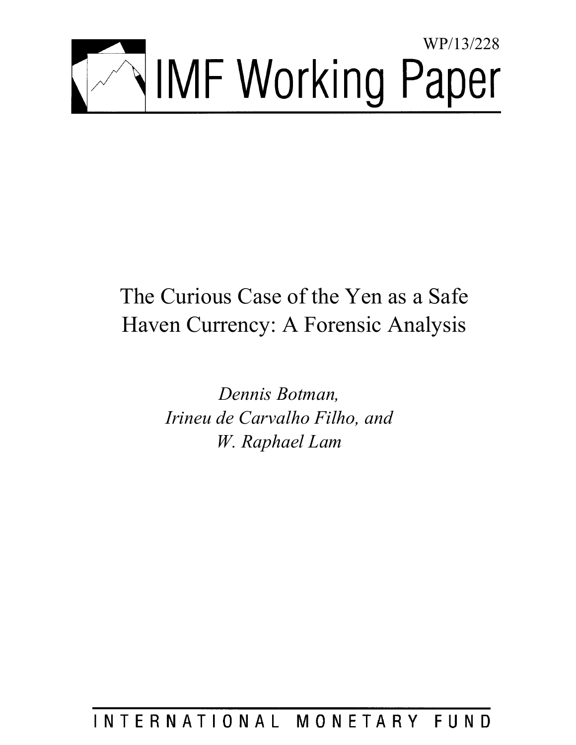WP/13/228

# IMF Working Paper

## The Curious Case of the Yen as a Safe Haven Currency: A Forensic Analysis

*Dennis Botman,*
*Irineu de Carvalho Filho, and*
*W. Raphael Lam*

INTERNATIONAL MONETARY FUND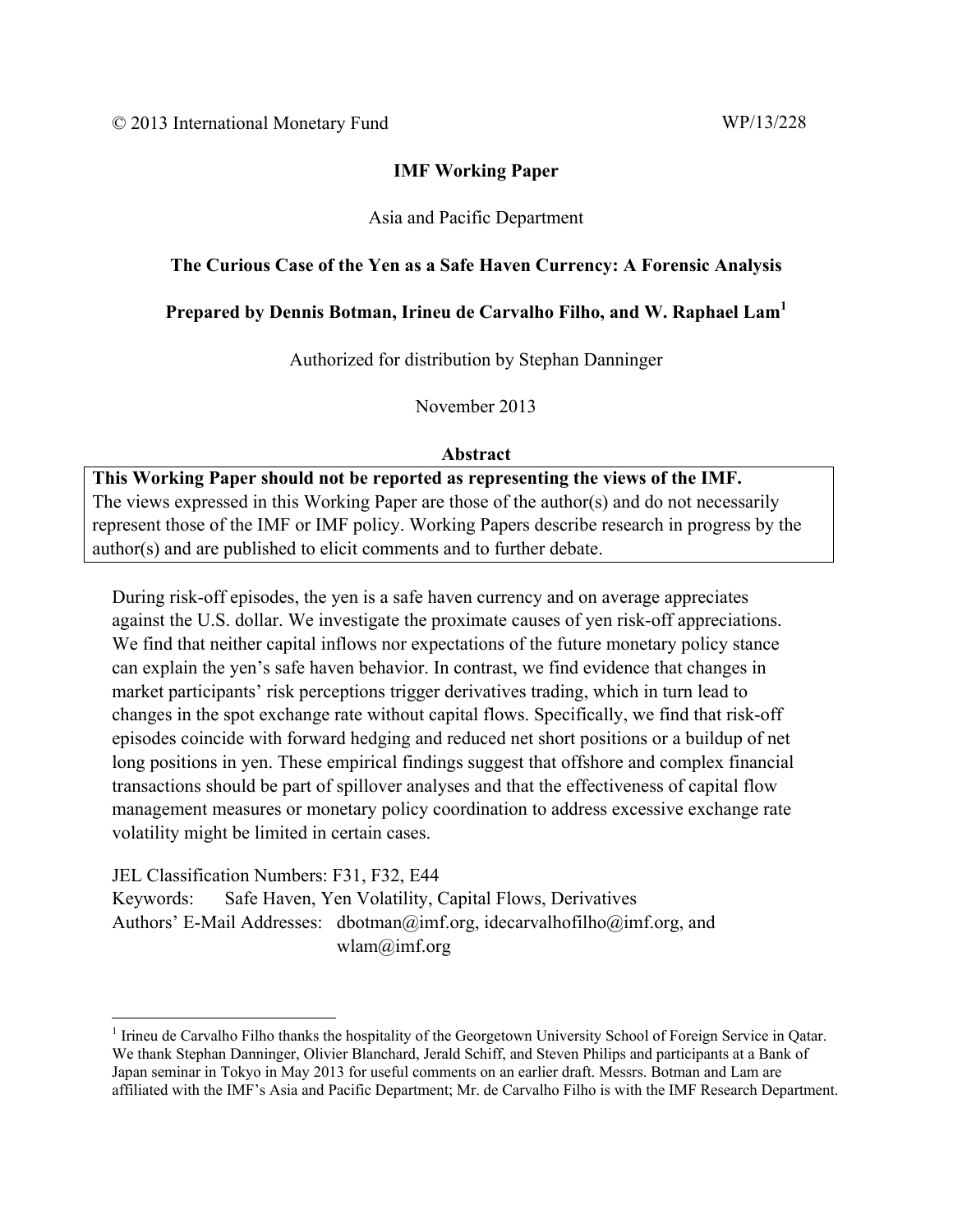© 2013 International Monetary Fund WP/13/228

**IMF Working Paper**

Asia and Pacific Department

**The Curious Case of the Yen as a Safe Haven Currency: A Forensic Analysis**

**Prepared by Dennis Botman, Irineu de Carvalho Filho, and W. Raphael Lam[1]**

Authorized for distribution by Stephan Danninger

November 2013

**Abstract**

**This Working Paper should not be reported as representing the views of the IMF.**
The views expressed in this Working Paper are those of the author(s) and do not necessarily represent those of the IMF or IMF policy. Working Papers describe research in progress by the author(s) and are published to elicit comments and to further debate.

During risk-off episodes, the yen is a safe haven currency and on average appreciates against the U.S. dollar. We investigate the proximate causes of yen risk-off appreciations. We find that neither capital inflows nor expectations of the future monetary policy stance can explain the yen's safe haven behavior. In contrast, we find evidence that changes in market participants' risk perceptions trigger derivatives trading, which in turn lead to changes in the spot exchange rate without capital flows. Specifically, we find that risk-off episodes coincide with forward hedging and reduced net short positions or a buildup of net long positions in yen. These empirical findings suggest that offshore and complex financial transactions should be part of spillover analyses and that the effectiveness of capital flow management measures or monetary policy coordination to address excessive exchange rate volatility might be limited in certain cases.

JEL Classification Numbers: F31, F32, E44

Keywords: Safe Haven, Yen Volatility, Capital Flows, Derivatives

Authors' E-Mail Addresses: dbotman@imf.org, idecarvalhofilho@imf.org, and wlam@imf.org

---

[1] Irineu de Carvalho Filho thanks the hospitality of the Georgetown University School of Foreign Service in Qatar. We thank Stephan Danninger, Olivier Blanchard, Jerald Schiff, and Steven Philips and participants at a Bank of Japan seminar in Tokyo in May 2013 for useful comments on an earlier draft. Messrs. Botman and Lam are affiliated with the IMF's Asia and Pacific Department; Mr. de Carvalho Filho is with the IMF Research Department.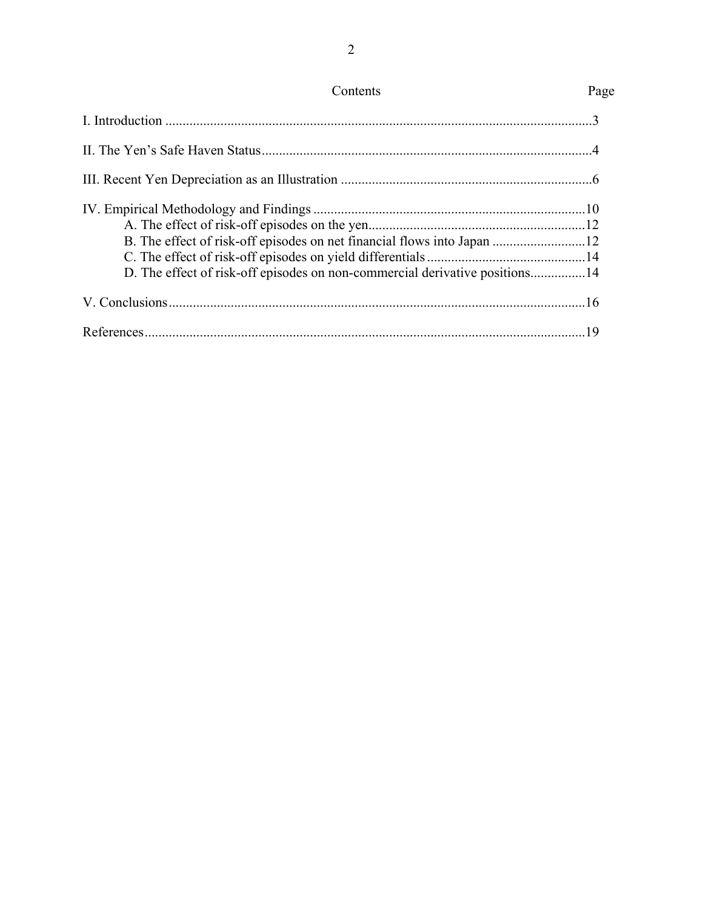## Contents

| | Page |
|---|---|
| I. Introduction | 3 |
| II. The Yen's Safe Haven Status | 4 |
| III. Recent Yen Depreciation as an Illustration | 6 |
| IV. Empirical Methodology and Findings | 10 |
| A. The effect of risk-off episodes on the yen | 12 |
| B. The effect of risk-off episodes on net financial flows into Japan | 12 |
| C. The effect of risk-off episodes on yield differentials | 14 |
| D. The effect of risk-off episodes on non-commercial derivative positions | 14 |
| V. Conclusions | 16 |
| References | 19 |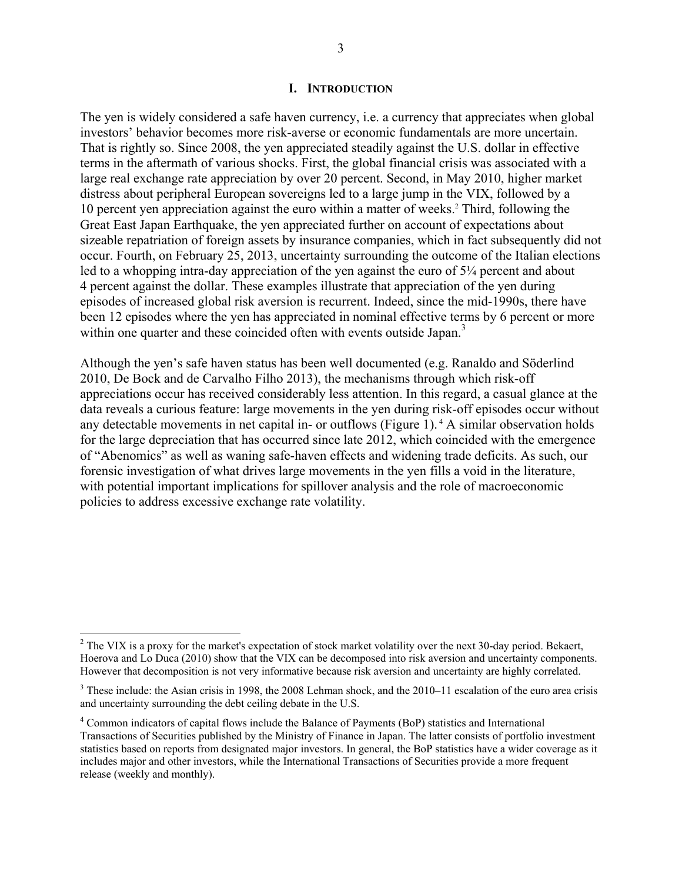## I. INTRODUCTION

The yen is widely considered a safe haven currency, i.e. a currency that appreciates when global investors' behavior becomes more risk-averse or economic fundamentals are more uncertain. That is rightly so. Since 2008, the yen appreciated steadily against the U.S. dollar in effective terms in the aftermath of various shocks. First, the global financial crisis was associated with a large real exchange rate appreciation by over 20 percent. Second, in May 2010, higher market distress about peripheral European sovereigns led to a large jump in the VIX, followed by a 10 percent yen appreciation against the euro within a matter of weeks.[2] Third, following the Great East Japan Earthquake, the yen appreciated further on account of expectations about sizeable repatriation of foreign assets by insurance companies, which in fact subsequently did not occur. Fourth, on February 25, 2013, uncertainty surrounding the outcome of the Italian elections led to a whopping intra-day appreciation of the yen against the euro of 5¼ percent and about 4 percent against the dollar. These examples illustrate that appreciation of the yen during episodes of increased global risk aversion is recurrent. Indeed, since the mid-1990s, there have been 12 episodes where the yen has appreciated in nominal effective terms by 6 percent or more within one quarter and these coincided often with events outside Japan.[3]

Although the yen's safe haven status has been well documented (e.g. Ranaldo and Söderlind 2010, De Bock and de Carvalho Filho 2013), the mechanisms through which risk-off appreciations occur has received considerably less attention. In this regard, a casual glance at the data reveals a curious feature: large movements in the yen during risk-off episodes occur without any detectable movements in net capital in- or outflows (Figure 1).[4] A similar observation holds for the large depreciation that has occurred since late 2012, which coincided with the emergence of "Abenomics" as well as waning safe-haven effects and widening trade deficits. As such, our forensic investigation of what drives large movements in the yen fills a void in the literature, with potential important implications for spillover analysis and the role of macroeconomic policies to address excessive exchange rate volatility.

[2] The VIX is a proxy for the market's expectation of stock market volatility over the next 30-day period. Bekaert, Hoerova and Lo Duca (2010) show that the VIX can be decomposed into risk aversion and uncertainty components. However that decomposition is not very informative because risk aversion and uncertainty are highly correlated.

[3] These include: the Asian crisis in 1998, the 2008 Lehman shock, and the 2010–11 escalation of the euro area crisis and uncertainty surrounding the debt ceiling debate in the U.S.

[4] Common indicators of capital flows include the Balance of Payments (BoP) statistics and International Transactions of Securities published by the Ministry of Finance in Japan. The latter consists of portfolio investment statistics based on reports from designated major investors. In general, the BoP statistics have a wider coverage as it includes major and other investors, while the International Transactions of Securities provide a more frequent release (weekly and monthly).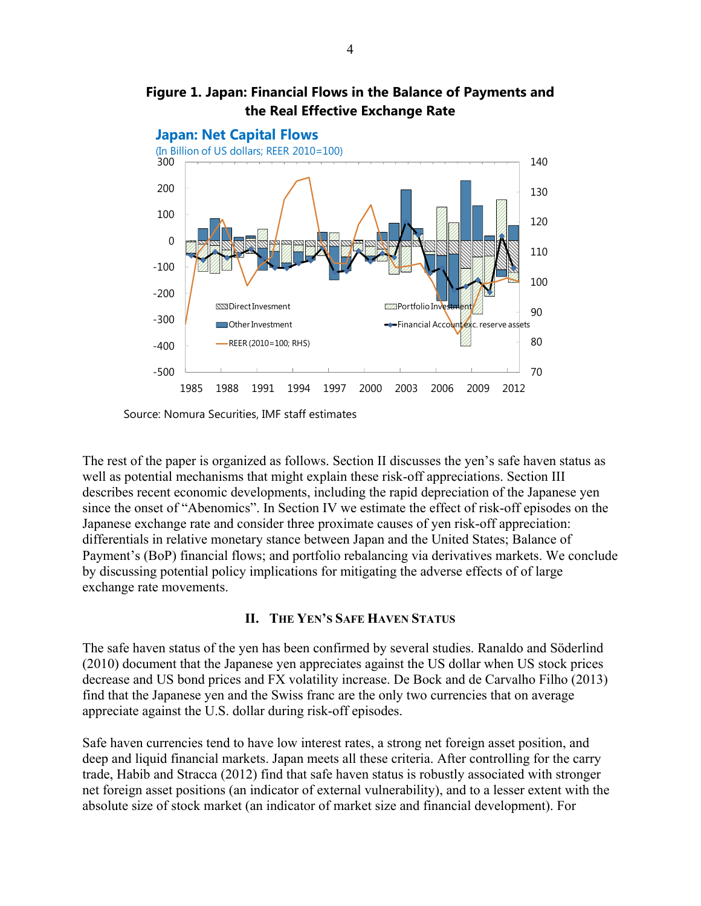**Figure 1. Japan: Financial Flows in the Balance of Payments and the Real Effective Exchange Rate**

Source: Nomura Securities, IMF staff estimates

The rest of the paper is organized as follows. Section II discusses the yen's safe haven status as well as potential mechanisms that might explain these risk-off appreciations. Section III describes recent economic developments, including the rapid depreciation of the Japanese yen since the onset of "Abenomics". In Section IV we estimate the effect of risk-off episodes on the Japanese exchange rate and consider three proximate causes of yen risk-off appreciation: differentials in relative monetary stance between Japan and the United States; Balance of Payment's (BoP) financial flows; and portfolio rebalancing via derivatives markets. We conclude by discussing potential policy implications for mitigating the adverse effects of of large exchange rate movements.

## II. The Yen's Safe Haven Status

The safe haven status of the yen has been confirmed by several studies. Ranaldo and Söderlind (2010) document that the Japanese yen appreciates against the US dollar when US stock prices decrease and US bond prices and FX volatility increase. De Bock and de Carvalho Filho (2013) find that the Japanese yen and the Swiss franc are the only two currencies that on average appreciate against the U.S. dollar during risk-off episodes.

Safe haven currencies tend to have low interest rates, a strong net foreign asset position, and deep and liquid financial markets. Japan meets all these criteria. After controlling for the carry trade, Habib and Stracca (2012) find that safe haven status is robustly associated with stronger net foreign asset positions (an indicator of external vulnerability), and to a lesser extent with the absolute size of stock market (an indicator of market size and financial development). For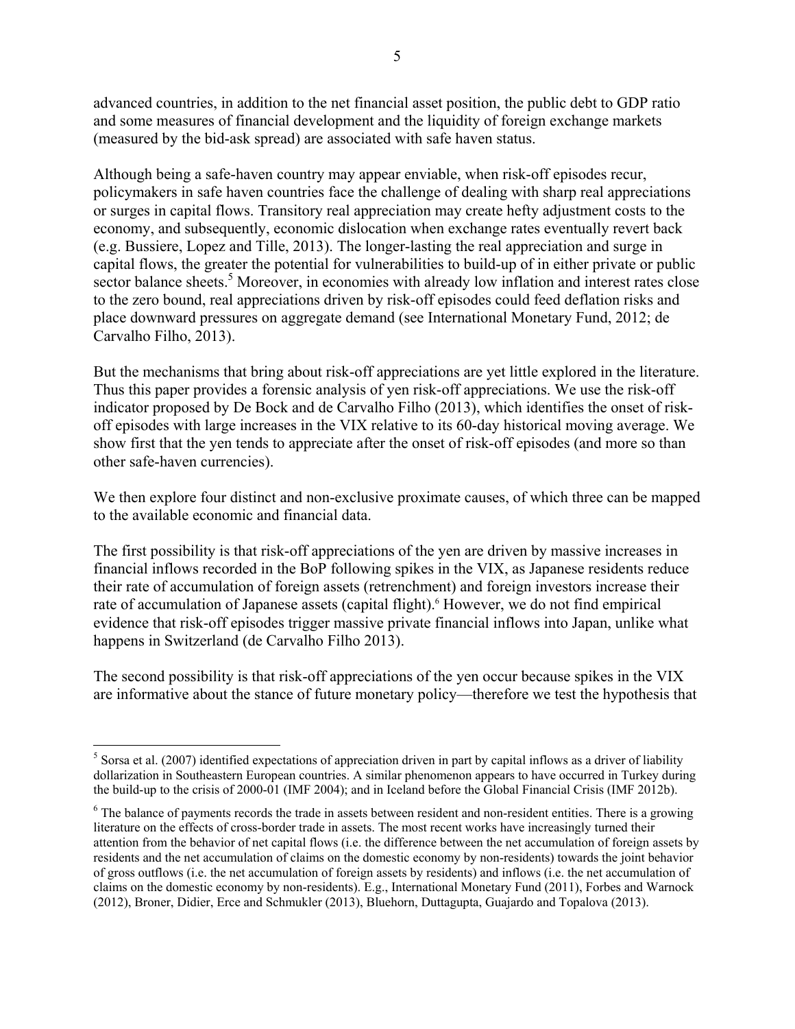advanced countries, in addition to the net financial asset position, the public debt to GDP ratio and some measures of financial development and the liquidity of foreign exchange markets (measured by the bid-ask spread) are associated with safe haven status.

Although being a safe-haven country may appear enviable, when risk-off episodes recur, policymakers in safe haven countries face the challenge of dealing with sharp real appreciations or surges in capital flows. Transitory real appreciation may create hefty adjustment costs to the economy, and subsequently, economic dislocation when exchange rates eventually revert back (e.g. Bussiere, Lopez and Tille, 2013). The longer-lasting the real appreciation and surge in capital flows, the greater the potential for vulnerabilities to build-up of in either private or public sector balance sheets.[5] Moreover, in economies with already low inflation and interest rates close to the zero bound, real appreciations driven by risk-off episodes could feed deflation risks and place downward pressures on aggregate demand (see International Monetary Fund, 2012; de Carvalho Filho, 2013).

But the mechanisms that bring about risk-off appreciations are yet little explored in the literature. Thus this paper provides a forensic analysis of yen risk-off appreciations. We use the risk-off indicator proposed by De Bock and de Carvalho Filho (2013), which identifies the onset of risk-off episodes with large increases in the VIX relative to its 60-day historical moving average. We show first that the yen tends to appreciate after the onset of risk-off episodes (and more so than other safe-haven currencies).

We then explore four distinct and non-exclusive proximate causes, of which three can be mapped to the available economic and financial data.

The first possibility is that risk-off appreciations of the yen are driven by massive increases in financial inflows recorded in the BoP following spikes in the VIX, as Japanese residents reduce their rate of accumulation of foreign assets (retrenchment) and foreign investors increase their rate of accumulation of Japanese assets (capital flight).[6] However, we do not find empirical evidence that risk-off episodes trigger massive private financial inflows into Japan, unlike what happens in Switzerland (de Carvalho Filho 2013).

The second possibility is that risk-off appreciations of the yen occur because spikes in the VIX are informative about the stance of future monetary policy—therefore we test the hypothesis that

---

[5] Sorsa et al. (2007) identified expectations of appreciation driven in part by capital inflows as a driver of liability dollarization in Southeastern European countries. A similar phenomenon appears to have occurred in Turkey during the build-up to the crisis of 2000-01 (IMF 2004); and in Iceland before the Global Financial Crisis (IMF 2012b).

[6] The balance of payments records the trade in assets between resident and non-resident entities. There is a growing literature on the effects of cross-border trade in assets. The most recent works have increasingly turned their attention from the behavior of net capital flows (i.e. the difference between the net accumulation of foreign assets by residents and the net accumulation of claims on the domestic economy by non-residents) towards the joint behavior of gross outflows (i.e. the net accumulation of foreign assets by residents) and inflows (i.e. the net accumulation of claims on the domestic economy by non-residents). E.g., International Monetary Fund (2011), Forbes and Warnock (2012), Broner, Didier, Erce and Schmukler (2013), Bluehorn, Duttagupta, Guajardo and Topalova (2013).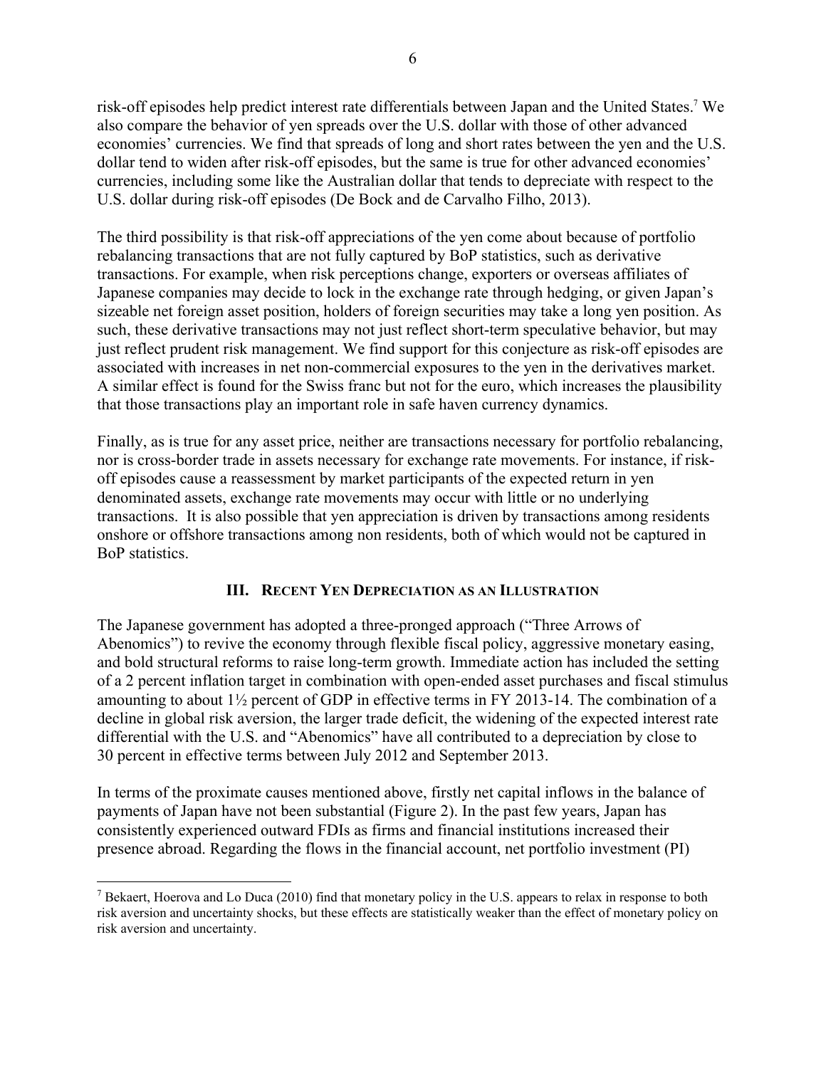risk-off episodes help predict interest rate differentials between Japan and the United States.[7] We also compare the behavior of yen spreads over the U.S. dollar with those of other advanced economies' currencies. We find that spreads of long and short rates between the yen and the U.S. dollar tend to widen after risk-off episodes, but the same is true for other advanced economies' currencies, including some like the Australian dollar that tends to depreciate with respect to the U.S. dollar during risk-off episodes (De Bock and de Carvalho Filho, 2013).

The third possibility is that risk-off appreciations of the yen come about because of portfolio rebalancing transactions that are not fully captured by BoP statistics, such as derivative transactions. For example, when risk perceptions change, exporters or overseas affiliates of Japanese companies may decide to lock in the exchange rate through hedging, or given Japan's sizeable net foreign asset position, holders of foreign securities may take a long yen position. As such, these derivative transactions may not just reflect short-term speculative behavior, but may just reflect prudent risk management. We find support for this conjecture as risk-off episodes are associated with increases in net non-commercial exposures to the yen in the derivatives market. A similar effect is found for the Swiss franc but not for the euro, which increases the plausibility that those transactions play an important role in safe haven currency dynamics.

Finally, as is true for any asset price, neither are transactions necessary for portfolio rebalancing, nor is cross-border trade in assets necessary for exchange rate movements. For instance, if risk-off episodes cause a reassessment by market participants of the expected return in yen denominated assets, exchange rate movements may occur with little or no underlying transactions. It is also possible that yen appreciation is driven by transactions among residents onshore or offshore transactions among non residents, both of which would not be captured in BoP statistics.

## III. Recent Yen Depreciation as an Illustration

The Japanese government has adopted a three-pronged approach ("Three Arrows of Abenomics") to revive the economy through flexible fiscal policy, aggressive monetary easing, and bold structural reforms to raise long-term growth. Immediate action has included the setting of a 2 percent inflation target in combination with open-ended asset purchases and fiscal stimulus amounting to about 1½ percent of GDP in effective terms in FY 2013-14. The combination of a decline in global risk aversion, the larger trade deficit, the widening of the expected interest rate differential with the U.S. and "Abenomics" have all contributed to a depreciation by close to 30 percent in effective terms between July 2012 and September 2013.

In terms of the proximate causes mentioned above, firstly net capital inflows in the balance of payments of Japan have not been substantial (Figure 2). In the past few years, Japan has consistently experienced outward FDIs as firms and financial institutions increased their presence abroad. Regarding the flows in the financial account, net portfolio investment (PI)

---

[7] Bekaert, Hoerova and Lo Duca (2010) find that monetary policy in the U.S. appears to relax in response to both risk aversion and uncertainty shocks, but these effects are statistically weaker than the effect of monetary policy on risk aversion and uncertainty.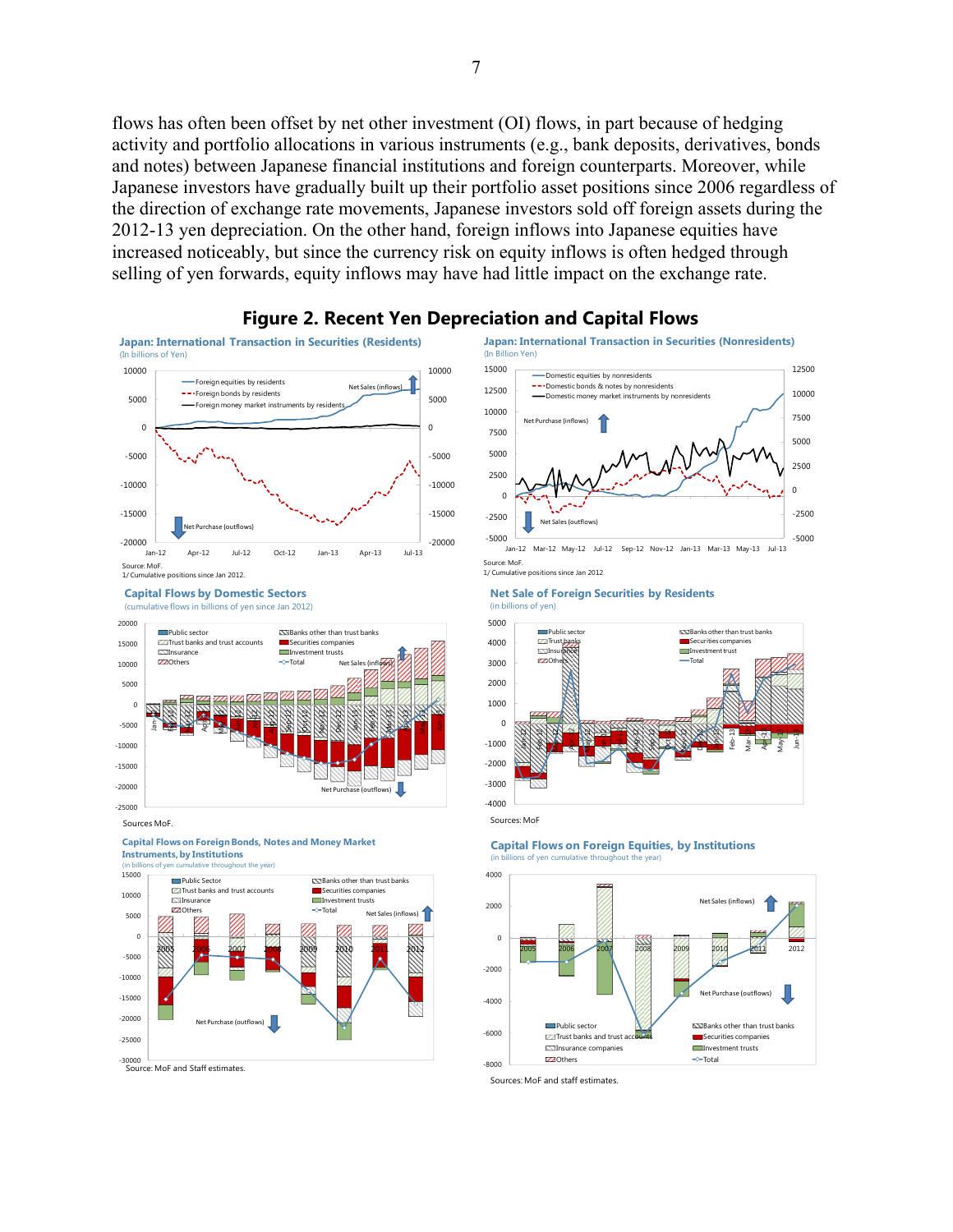flows has often been offset by net other investment (OI) flows, in part because of hedging activity and portfolio allocations in various instruments (e.g., bank deposits, derivatives, bonds and notes) between Japanese financial institutions and foreign counterparts. Moreover, while Japanese investors have gradually built up their portfolio asset positions since 2006 regardless of the direction of exchange rate movements, Japanese investors sold off foreign assets during the 2012-13 yen depreciation. On the other hand, foreign inflows into Japanese equities have increased noticeably, but since the currency risk on equity inflows is often hedged through selling of yen forwards, equity inflows may have had little impact on the exchange rate.

## Figure 2. Recent Yen Depreciation and Capital Flows

**Japan: International Transaction in Securities (Residents)**
(In billions of Yen)

Source: MoF.
1/ Cumulative positions since Jan 2012.

**Japan: International Transaction in Securities (Nonresidents)**
(In Billion Yen)

Source: MoF.
1/ Cumulative positions since Jan 2012.

**Capital Flows by Domestic Sectors**
(cumulative flows in billions of yen since Jan 2012)

Sources MoF.

**Net Sale of Foreign Securities by Residents**
(in billions of yen)

Sources: MoF

**Capital Flows on Foreign Bonds, Notes and Money Market Instruments, by Institutions**
(in billions of yen cumulative throughout the year)

Source: MoF and Staff estimates.

**Capital Flows on Foreign Equities, by Institutions**
(in billions of yen cumulative throughout the year)

Sources: MoF and staff estimates.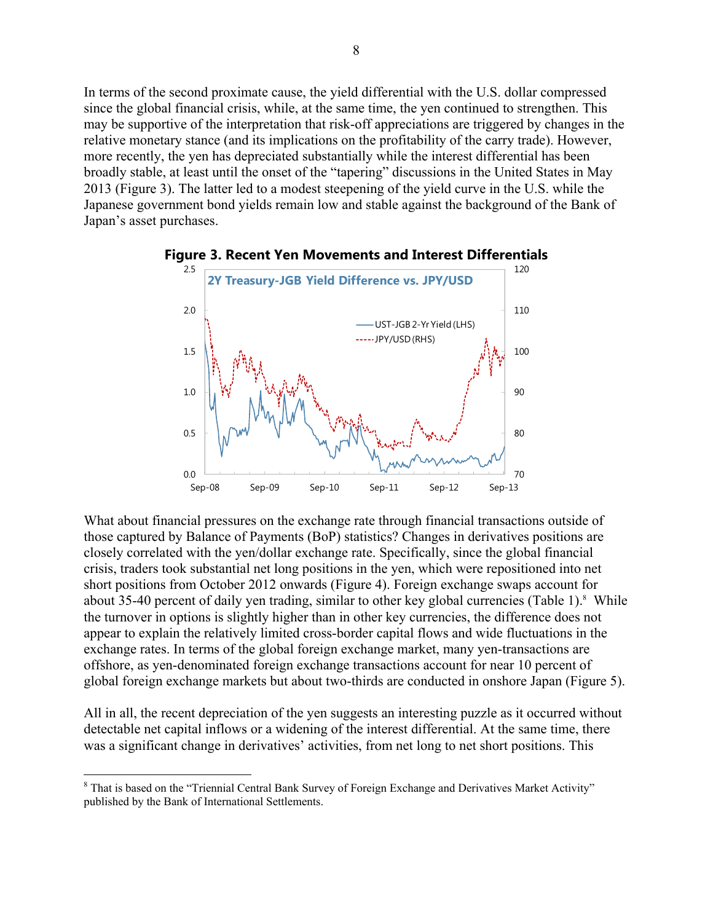In terms of the second proximate cause, the yield differential with the U.S. dollar compressed since the global financial crisis, while, at the same time, the yen continued to strengthen. This may be supportive of the interpretation that risk-off appreciations are triggered by changes in the relative monetary stance (and its implications on the profitability of the carry trade). However, more recently, the yen has depreciated substantially while the interest differential has been broadly stable, at least until the onset of the "tapering" discussions in the United States in May 2013 (Figure 3). The latter led to a modest steepening of the yield curve in the U.S. while the Japanese government bond yields remain low and stable against the background of the Bank of Japan's asset purchases.

**Figure 3. Recent Yen Movements and Interest Differentials**

What about financial pressures on the exchange rate through financial transactions outside of those captured by Balance of Payments (BoP) statistics? Changes in derivatives positions are closely correlated with the yen/dollar exchange rate. Specifically, since the global financial crisis, traders took substantial net long positions in the yen, which were repositioned into net short positions from October 2012 onwards (Figure 4). Foreign exchange swaps account for about 35-40 percent of daily yen trading, similar to other key global currencies (Table 1).[8] While the turnover in options is slightly higher than in other key currencies, the difference does not appear to explain the relatively limited cross-border capital flows and wide fluctuations in the exchange rates. In terms of the global foreign exchange market, many yen-transactions are offshore, as yen-denominated foreign exchange transactions account for near 10 percent of global foreign exchange markets but about two-thirds are conducted in onshore Japan (Figure 5).

All in all, the recent depreciation of the yen suggests an interesting puzzle as it occurred without detectable net capital inflows or a widening of the interest differential. At the same time, there was a significant change in derivatives' activities, from net long to net short positions. This

[8] That is based on the "Triennial Central Bank Survey of Foreign Exchange and Derivatives Market Activity" published by the Bank of International Settlements.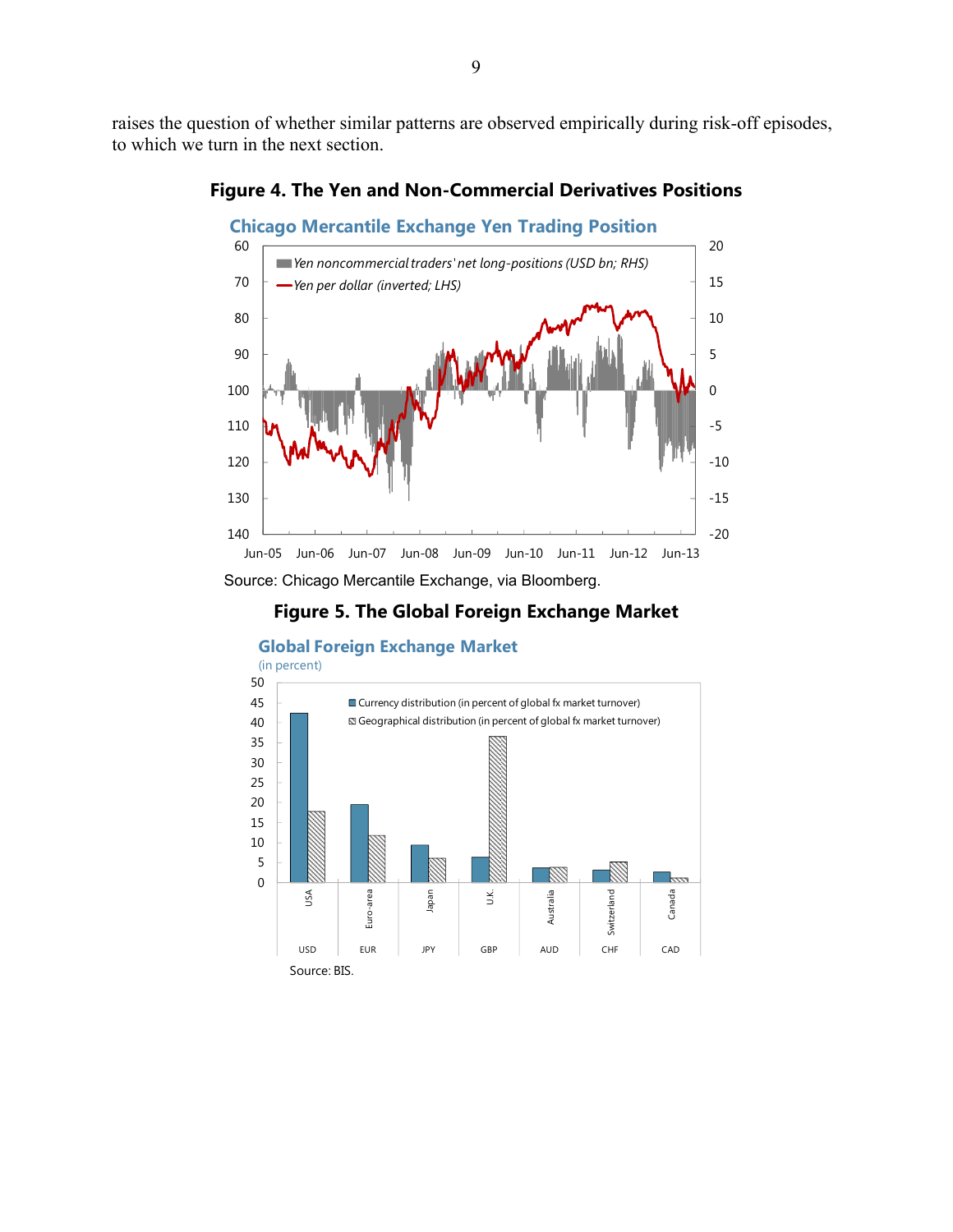raises the question of whether similar patterns are observed empirically during risk-off episodes, to which we turn in the next section.

**Figure 4. The Yen and Non-Commercial Derivatives Positions**

Source: Chicago Mercantile Exchange, via Bloomberg.

**Figure 5. The Global Foreign Exchange Market**

Source: BIS.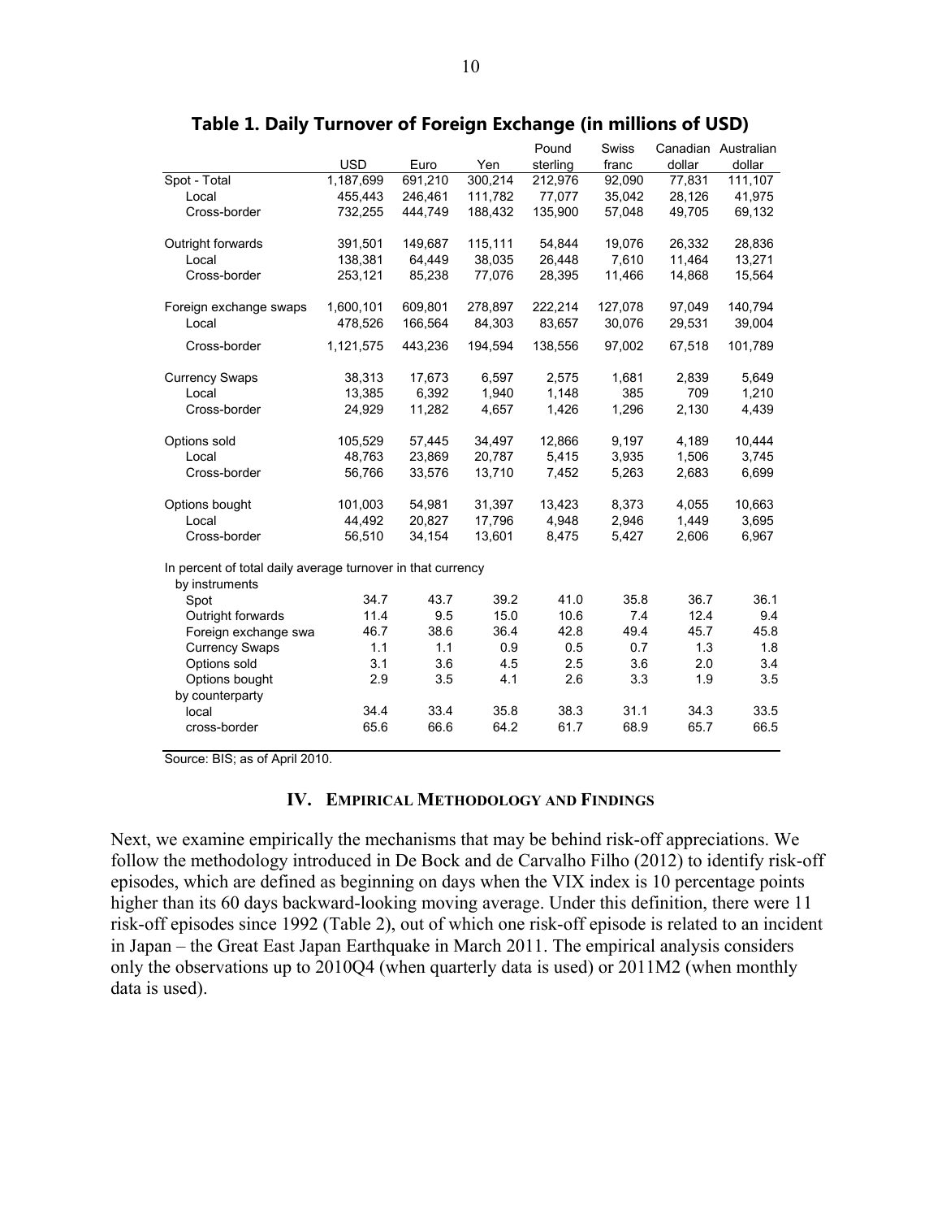**Table 1. Daily Turnover of Foreign Exchange (in millions of USD)**

| | USD | Euro | Yen | Pound sterling | Swiss franc | Canadian dollar | Australian dollar |
|---|---|---|---|---|---|---|---|
| Spot - Total | 1,187,699 | 691,210 | 300,214 | 212,976 | 92,090 | 77,831 | 111,107 |
| Local | 455,443 | 246,461 | 111,782 | 77,077 | 35,042 | 28,126 | 41,975 |
| Cross-border | 732,255 | 444,749 | 188,432 | 135,900 | 57,048 | 49,705 | 69,132 |
| Outright forwards | 391,501 | 149,687 | 115,111 | 54,844 | 19,076 | 26,332 | 28,836 |
| Local | 138,381 | 64,449 | 38,035 | 26,448 | 7,610 | 11,464 | 13,271 |
| Cross-border | 253,121 | 85,238 | 77,076 | 28,395 | 11,466 | 14,868 | 15,564 |
| Foreign exchange swaps | 1,600,101 | 609,801 | 278,897 | 222,214 | 127,078 | 97,049 | 140,794 |
| Local | 478,526 | 166,564 | 84,303 | 83,657 | 30,076 | 29,531 | 39,004 |
| Cross-border | 1,121,575 | 443,236 | 194,594 | 138,556 | 97,002 | 67,518 | 101,789 |
| Currency Swaps | 38,313 | 17,673 | 6,597 | 2,575 | 1,681 | 2,839 | 5,649 |
| Local | 13,385 | 6,392 | 1,940 | 1,148 | 385 | 709 | 1,210 |
| Cross-border | 24,929 | 11,282 | 4,657 | 1,426 | 1,296 | 2,130 | 4,439 |
| Options sold | 105,529 | 57,445 | 34,497 | 12,866 | 9,197 | 4,189 | 10,444 |
| Local | 48,763 | 23,869 | 20,787 | 5,415 | 3,935 | 1,506 | 3,745 |
| Cross-border | 56,766 | 33,576 | 13,710 | 7,452 | 5,263 | 2,683 | 6,699 |
| Options bought | 101,003 | 54,981 | 31,397 | 13,423 | 8,373 | 4,055 | 10,663 |
| Local | 44,492 | 20,827 | 17,796 | 4,948 | 2,946 | 1,449 | 3,695 |
| Cross-border | 56,510 | 34,154 | 13,601 | 8,475 | 5,427 | 2,606 | 6,967 |
| In percent of total daily average turnover in that currency | | | | | | | |
| by instruments | | | | | | | |
| Spot | 34.7 | 43.7 | 39.2 | 41.0 | 35.8 | 36.7 | 36.1 |
| Outright forwards | 11.4 | 9.5 | 15.0 | 10.6 | 7.4 | 12.4 | 9.4 |
| Foreign exchange swa | 46.7 | 38.6 | 36.4 | 42.8 | 49.4 | 45.7 | 45.8 |
| Currency Swaps | 1.1 | 1.1 | 0.9 | 0.5 | 0.7 | 1.3 | 1.8 |
| Options sold | 3.1 | 3.6 | 4.5 | 2.5 | 3.6 | 2.0 | 3.4 |
| Options bought | 2.9 | 3.5 | 4.1 | 2.6 | 3.3 | 1.9 | 3.5 |
| by counterparty | | | | | | | |
| local | 34.4 | 33.4 | 35.8 | 38.3 | 31.1 | 34.3 | 33.5 |
| cross-border | 65.6 | 66.6 | 64.2 | 61.7 | 68.9 | 65.7 | 66.5 |

Source: BIS; as of April 2010.

## IV. Empirical Methodology and Findings

Next, we examine empirically the mechanisms that may be behind risk-off appreciations. We follow the methodology introduced in De Bock and de Carvalho Filho (2012) to identify risk-off episodes, which are defined as beginning on days when the VIX index is 10 percentage points higher than its 60 days backward-looking moving average. Under this definition, there were 11 risk-off episodes since 1992 (Table 2), out of which one risk-off episode is related to an incident in Japan – the Great East Japan Earthquake in March 2011. The empirical analysis considers only the observations up to 2010Q4 (when quarterly data is used) or 2011M2 (when monthly data is used).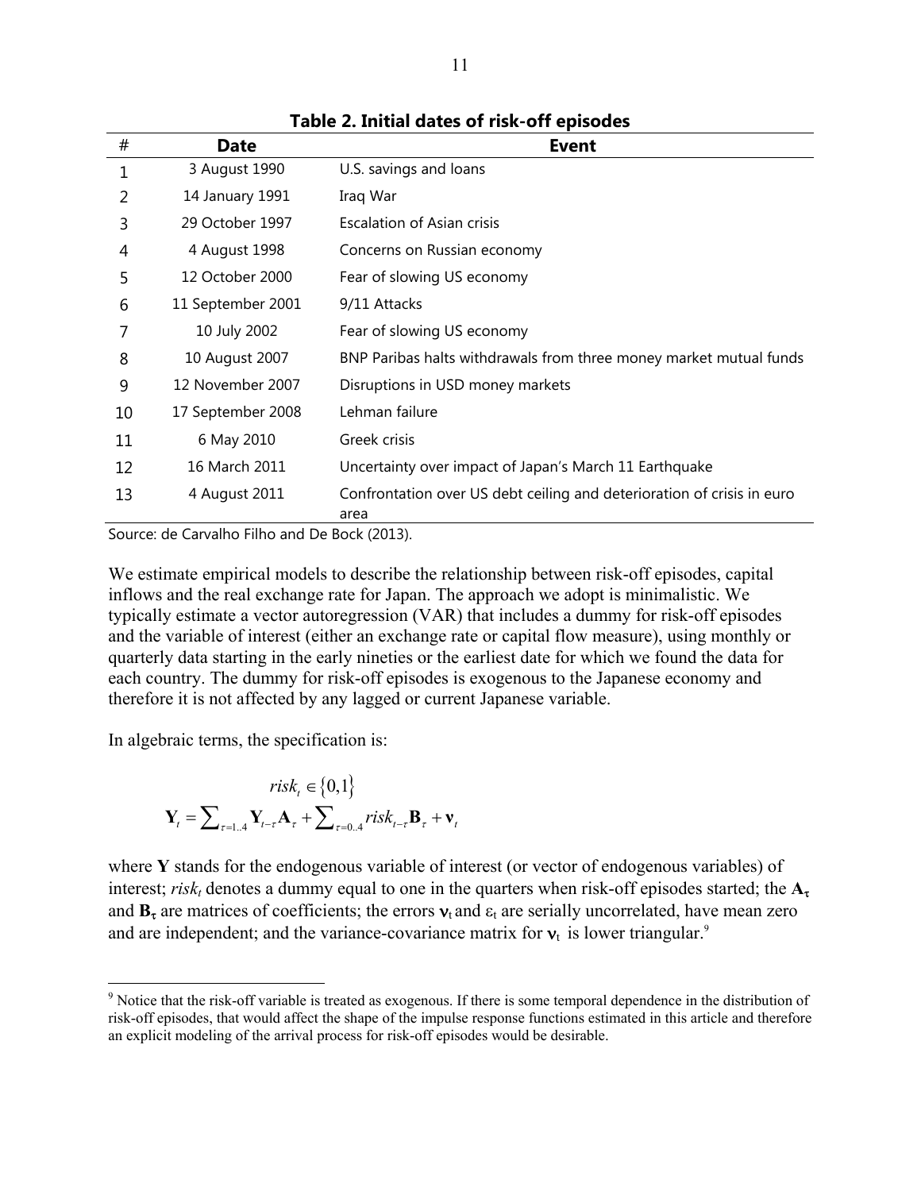**Table 2. Initial dates of risk-off episodes**

| # | Date | Event |
|---|---|---|
| 1 | 3 August 1990 | U.S. savings and loans |
| 2 | 14 January 1991 | Iraq War |
| 3 | 29 October 1997 | Escalation of Asian crisis |
| 4 | 4 August 1998 | Concerns on Russian economy |
| 5 | 12 October 2000 | Fear of slowing US economy |
| 6 | 11 September 2001 | 9/11 Attacks |
| 7 | 10 July 2002 | Fear of slowing US economy |
| 8 | 10 August 2007 | BNP Paribas halts withdrawals from three money market mutual funds |
| 9 | 12 November 2007 | Disruptions in USD money markets |
| 10 | 17 September 2008 | Lehman failure |
| 11 | 6 May 2010 | Greek crisis |
| 12 | 16 March 2011 | Uncertainty over impact of Japan's March 11 Earthquake |
| 13 | 4 August 2011 | Confrontation over US debt ceiling and deterioration of crisis in euro area |

Source: de Carvalho Filho and De Bock (2013).

We estimate empirical models to describe the relationship between risk-off episodes, capital inflows and the real exchange rate for Japan. The approach we adopt is minimalistic. We typically estimate a vector autoregression (VAR) that includes a dummy for risk-off episodes and the variable of interest (either an exchange rate or capital flow measure), using monthly or quarterly data starting in the early nineties or the earliest date for which we found the data for each country. The dummy for risk-off episodes is exogenous to the Japanese economy and therefore it is not affected by any lagged or current Japanese variable.

In algebraic terms, the specification is:

$$risk_t \in \{0,1\}$$

$$\mathbf{Y}_t = \sum_{\tau=1..4} \mathbf{Y}_{t-\tau}\mathbf{A}_\tau + \sum_{\tau=0..4} risk_{t-\tau}\mathbf{B}_\tau + \mathbf{v}_t$$

where $\mathbf{Y}$ stands for the endogenous variable of interest (or vector of endogenous variables) of interest; $risk_t$ denotes a dummy equal to one in the quarters when risk-off episodes started; the $\mathbf{A}_\tau$ and $\mathbf{B}_\tau$ are matrices of coefficients; the errors $\mathbf{v}_t$ and $\varepsilon_t$ are serially uncorrelated, have mean zero and are independent; and the variance-covariance matrix for $\mathbf{v}_t$ is lower triangular.[9]

[9] Notice that the risk-off variable is treated as exogenous. If there is some temporal dependence in the distribution of risk-off episodes, that would affect the shape of the impulse response functions estimated in this article and therefore an explicit modeling of the arrival process for risk-off episodes would be desirable.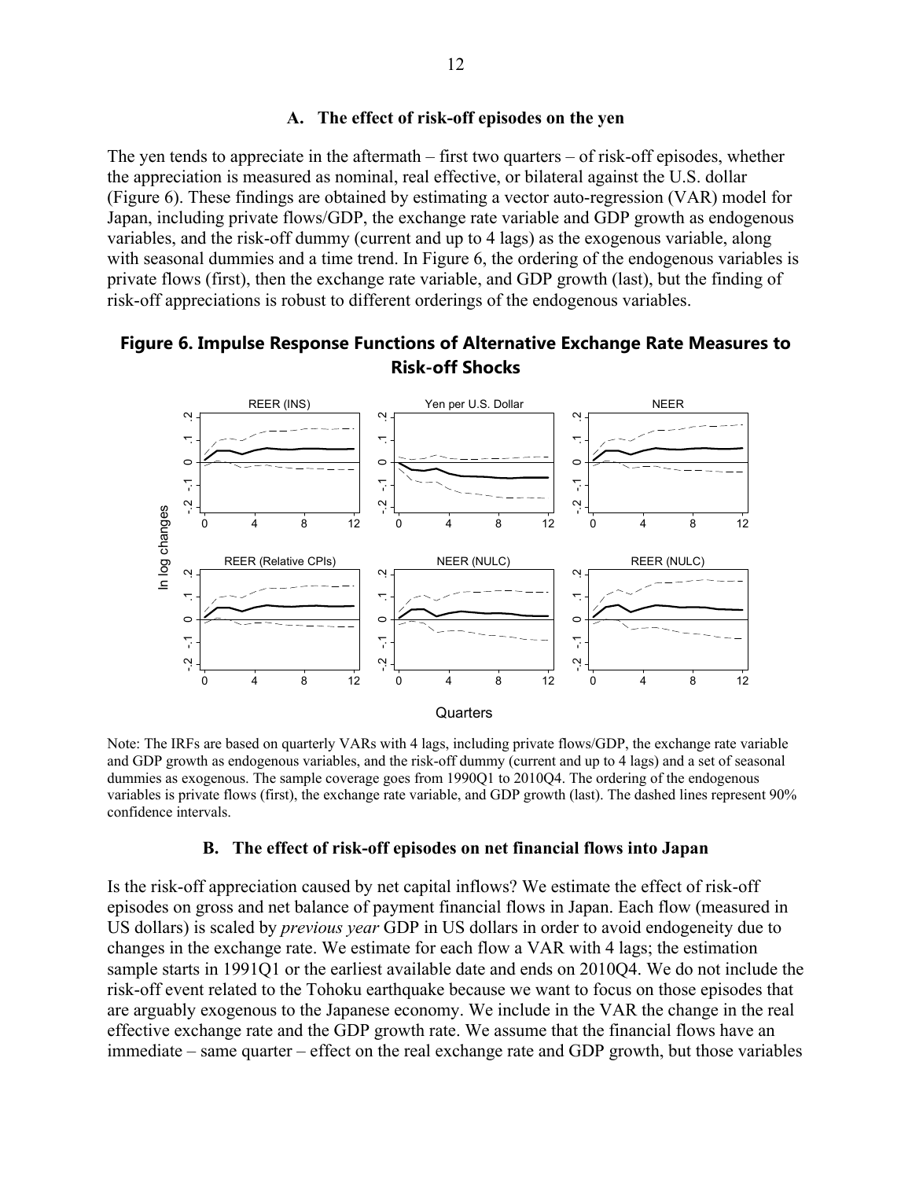### A. The effect of risk-off episodes on the yen

The yen tends to appreciate in the aftermath – first two quarters – of risk-off episodes, whether the appreciation is measured as nominal, real effective, or bilateral against the U.S. dollar (Figure 6). These findings are obtained by estimating a vector auto-regression (VAR) model for Japan, including private flows/GDP, the exchange rate variable and GDP growth as endogenous variables, and the risk-off dummy (current and up to 4 lags) as the exogenous variable, along with seasonal dummies and a time trend. In Figure 6, the ordering of the endogenous variables is private flows (first), then the exchange rate variable, and GDP growth (last), but the finding of risk-off appreciations is robust to different orderings of the endogenous variables.

**Figure 6. Impulse Response Functions of Alternative Exchange Rate Measures to Risk-off Shocks**

Note: The IRFs are based on quarterly VARs with 4 lags, including private flows/GDP, the exchange rate variable and GDP growth as endogenous variables, and the risk-off dummy (current and up to 4 lags) and a set of seasonal dummies as exogenous. The sample coverage goes from 1990Q1 to 2010Q4. The ordering of the endogenous variables is private flows (first), the exchange rate variable, and GDP growth (last). The dashed lines represent 90% confidence intervals.

### B. The effect of risk-off episodes on net financial flows into Japan

Is the risk-off appreciation caused by net capital inflows? We estimate the effect of risk-off episodes on gross and net balance of payment financial flows in Japan. Each flow (measured in US dollars) is scaled by *previous year* GDP in US dollars in order to avoid endogeneity due to changes in the exchange rate. We estimate for each flow a VAR with 4 lags; the estimation sample starts in 1991Q1 or the earliest available date and ends on 2010Q4. We do not include the risk-off event related to the Tohoku earthquake because we want to focus on those episodes that are arguably exogenous to the Japanese economy. We include in the VAR the change in the real effective exchange rate and the GDP growth rate. We assume that the financial flows have an immediate – same quarter – effect on the real exchange rate and GDP growth, but those variables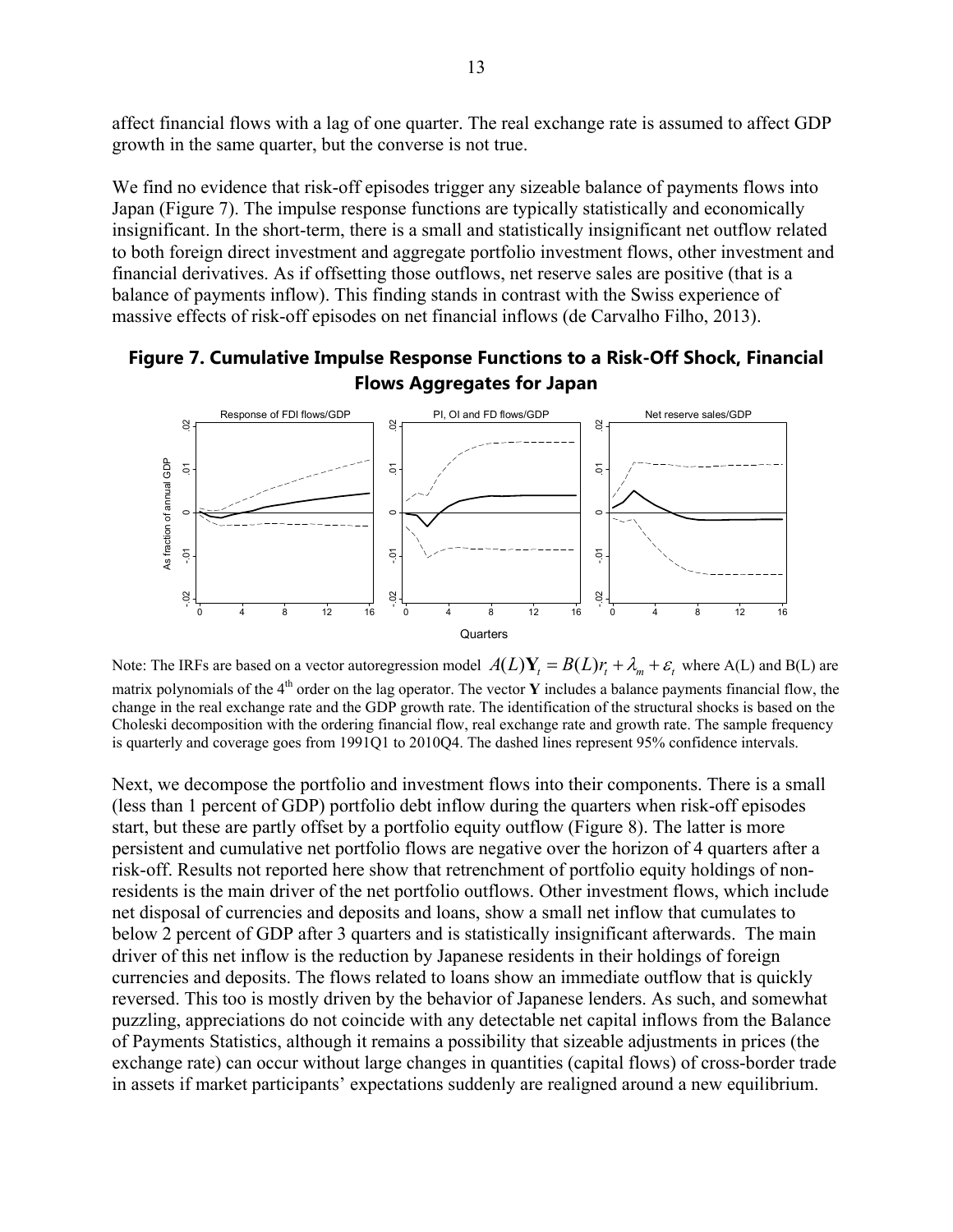affect financial flows with a lag of one quarter. The real exchange rate is assumed to affect GDP growth in the same quarter, but the converse is not true.

We find no evidence that risk-off episodes trigger any sizeable balance of payments flows into Japan (Figure 7). The impulse response functions are typically statistically and economically insignificant. In the short-term, there is a small and statistically insignificant net outflow related to both foreign direct investment and aggregate portfolio investment flows, other investment and financial derivatives. As if offsetting those outflows, net reserve sales are positive (that is a balance of payments inflow). This finding stands in contrast with the Swiss experience of massive effects of risk-off episodes on net financial inflows (de Carvalho Filho, 2013).

**Figure 7. Cumulative Impulse Response Functions to a Risk-Off Shock, Financial Flows Aggregates for Japan**

Note: The IRFs are based on a vector autoregression model $A(L)\mathbf{Y}_t = B(L)r_t + \lambda_m + \varepsilon_t$ where A(L) and B(L) are matrix polynomials of the 4[th] order on the lag operator. The vector **Y** includes a balance payments financial flow, the change in the real exchange rate and the GDP growth rate. The identification of the structural shocks is based on the Choleski decomposition with the ordering financial flow, real exchange rate and growth rate. The sample frequency is quarterly and coverage goes from 1991Q1 to 2010Q4. The dashed lines represent 95% confidence intervals.

Next, we decompose the portfolio and investment flows into their components. There is a small (less than 1 percent of GDP) portfolio debt inflow during the quarters when risk-off episodes start, but these are partly offset by a portfolio equity outflow (Figure 8). The latter is more persistent and cumulative net portfolio flows are negative over the horizon of 4 quarters after a risk-off. Results not reported here show that retrenchment of portfolio equity holdings of non-residents is the main driver of the net portfolio outflows. Other investment flows, which include net disposal of currencies and deposits and loans, show a small net inflow that cumulates to below 2 percent of GDP after 3 quarters and is statistically insignificant afterwards. The main driver of this net inflow is the reduction by Japanese residents in their holdings of foreign currencies and deposits. The flows related to loans show an immediate outflow that is quickly reversed. This too is mostly driven by the behavior of Japanese lenders. As such, and somewhat puzzling, appreciations do not coincide with any detectable net capital inflows from the Balance of Payments Statistics, although it remains a possibility that sizeable adjustments in prices (the exchange rate) can occur without large changes in quantities (capital flows) of cross-border trade in assets if market participants' expectations suddenly are realigned around a new equilibrium.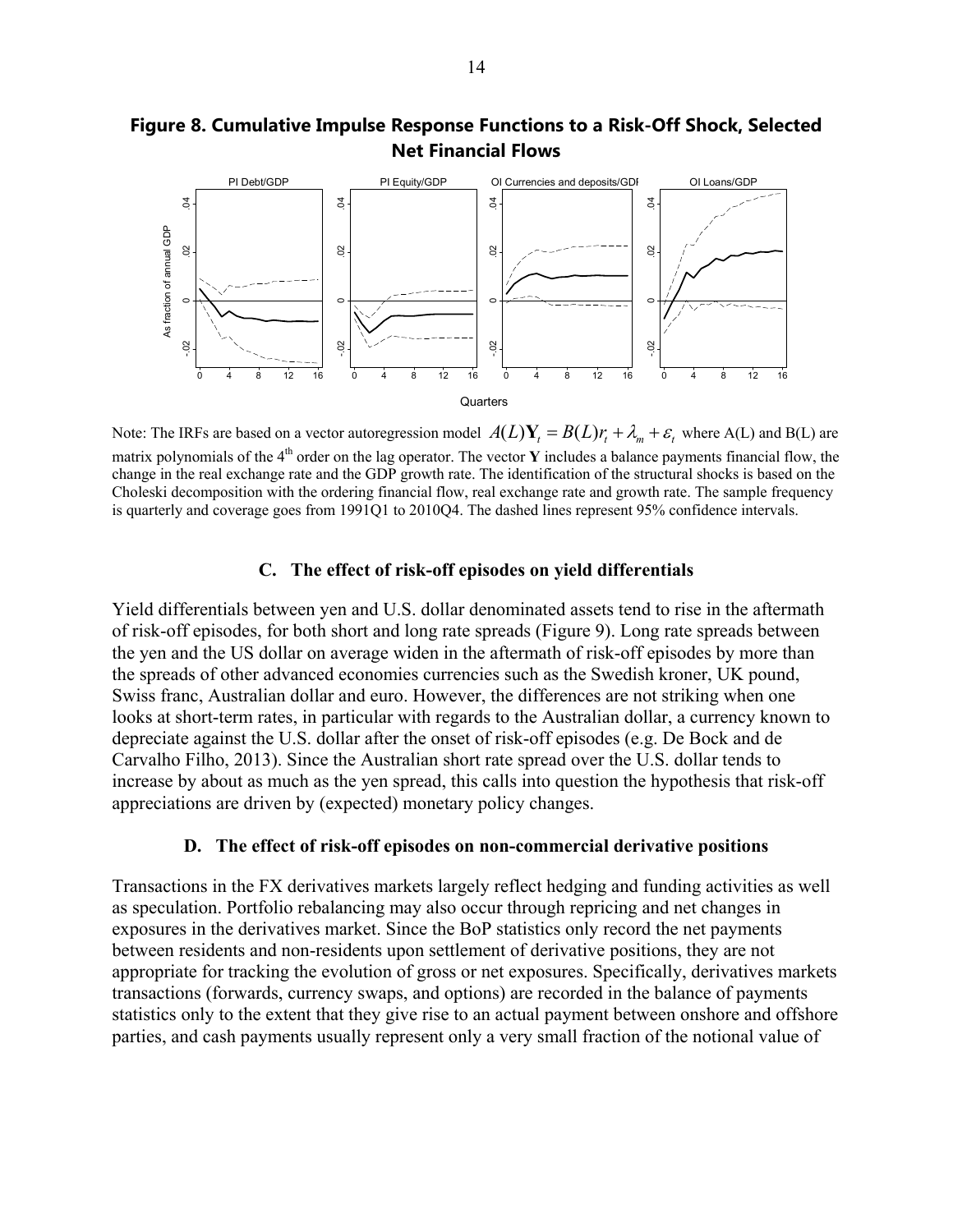**Figure 8. Cumulative Impulse Response Functions to a Risk-Off Shock, Selected Net Financial Flows**

Note: The IRFs are based on a vector autoregression model $A(L)\mathbf{Y}_t = B(L)r_t + \lambda_m + \varepsilon_t$ where A(L) and B(L) are matrix polynomials of the 4[th] order on the lag operator. The vector **Y** includes a balance payments financial flow, the change in the real exchange rate and the GDP growth rate. The identification of the structural shocks is based on the Choleski decomposition with the ordering financial flow, real exchange rate and growth rate. The sample frequency is quarterly and coverage goes from 1991Q1 to 2010Q4. The dashed lines represent 95% confidence intervals.

### C. The effect of risk-off episodes on yield differentials

Yield differentials between yen and U.S. dollar denominated assets tend to rise in the aftermath of risk-off episodes, for both short and long rate spreads (Figure 9). Long rate spreads between the yen and the US dollar on average widen in the aftermath of risk-off episodes by more than the spreads of other advanced economies currencies such as the Swedish kroner, UK pound, Swiss franc, Australian dollar and euro. However, the differences are not striking when one looks at short-term rates, in particular with regards to the Australian dollar, a currency known to depreciate against the U.S. dollar after the onset of risk-off episodes (e.g. De Bock and de Carvalho Filho, 2013). Since the Australian short rate spread over the U.S. dollar tends to increase by about as much as the yen spread, this calls into question the hypothesis that risk-off appreciations are driven by (expected) monetary policy changes.

### D. The effect of risk-off episodes on non-commercial derivative positions

Transactions in the FX derivatives markets largely reflect hedging and funding activities as well as speculation. Portfolio rebalancing may also occur through repricing and net changes in exposures in the derivatives market. Since the BoP statistics only record the net payments between residents and non-residents upon settlement of derivative positions, they are not appropriate for tracking the evolution of gross or net exposures. Specifically, derivatives markets transactions (forwards, currency swaps, and options) are recorded in the balance of payments statistics only to the extent that they give rise to an actual payment between onshore and offshore parties, and cash payments usually represent only a very small fraction of the notional value of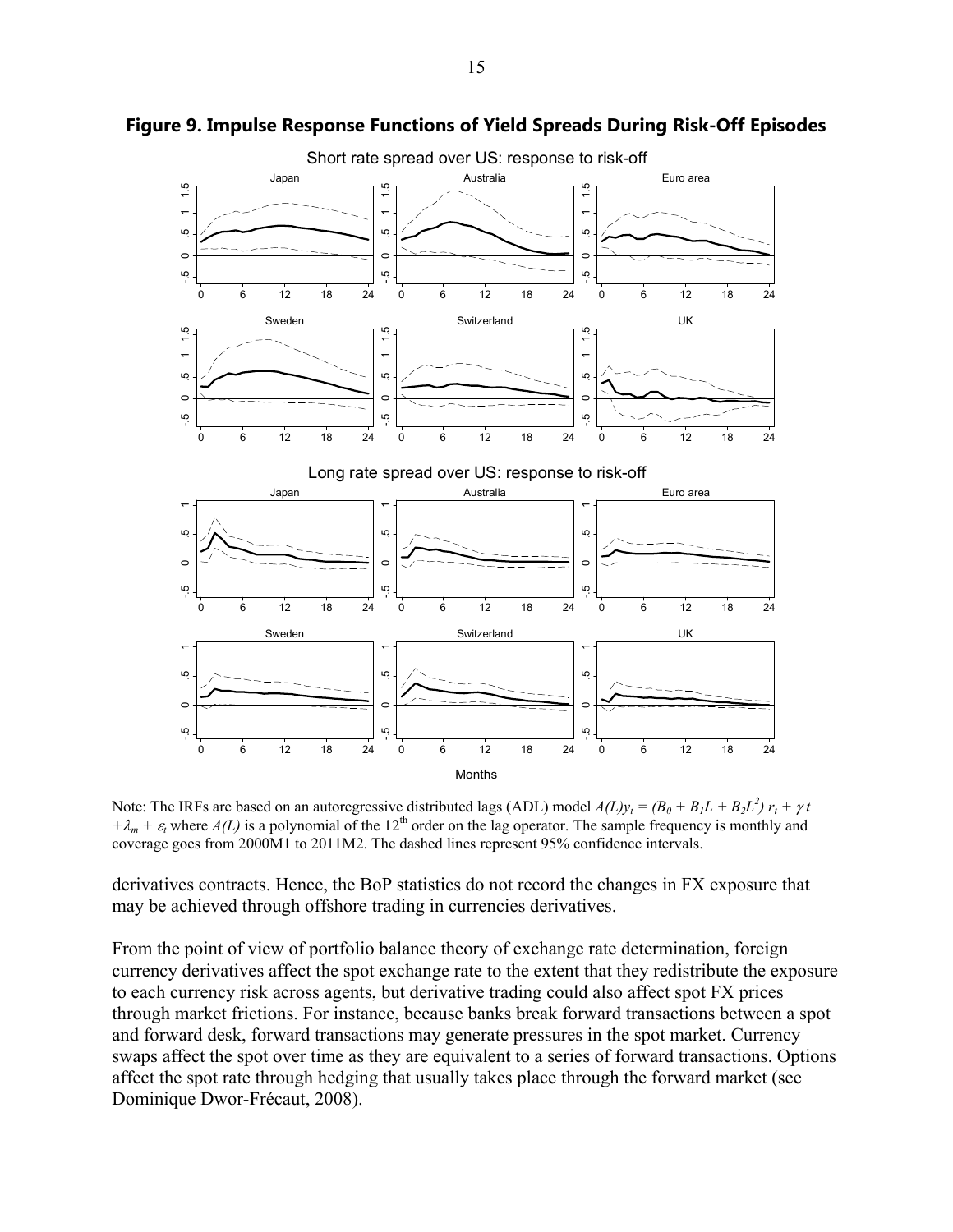**Figure 9. Impulse Response Functions of Yield Spreads During Risk-Off Episodes**

Note: The IRFs are based on an autoregressive distributed lags (ADL) model $A(L)y_t = (B_0 + B_1L + B_2L^2)\, r_t + \gamma t + \lambda_m + \varepsilon_t$ where $A(L)$ is a polynomial of the 12[th] order on the lag operator. The sample frequency is monthly and coverage goes from 2000M1 to 2011M2. The dashed lines represent 95% confidence intervals.

derivatives contracts. Hence, the BoP statistics do not record the changes in FX exposure that may be achieved through offshore trading in currencies derivatives.

From the point of view of portfolio balance theory of exchange rate determination, foreign currency derivatives affect the spot exchange rate to the extent that they redistribute the exposure to each currency risk across agents, but derivative trading could also affect spot FX prices through market frictions. For instance, because banks break forward transactions between a spot and forward desk, forward transactions may generate pressures in the spot market. Currency swaps affect the spot over time as they are equivalent to a series of forward transactions. Options affect the spot rate through hedging that usually takes place through the forward market (see Dominique Dwor-Frécaut, 2008).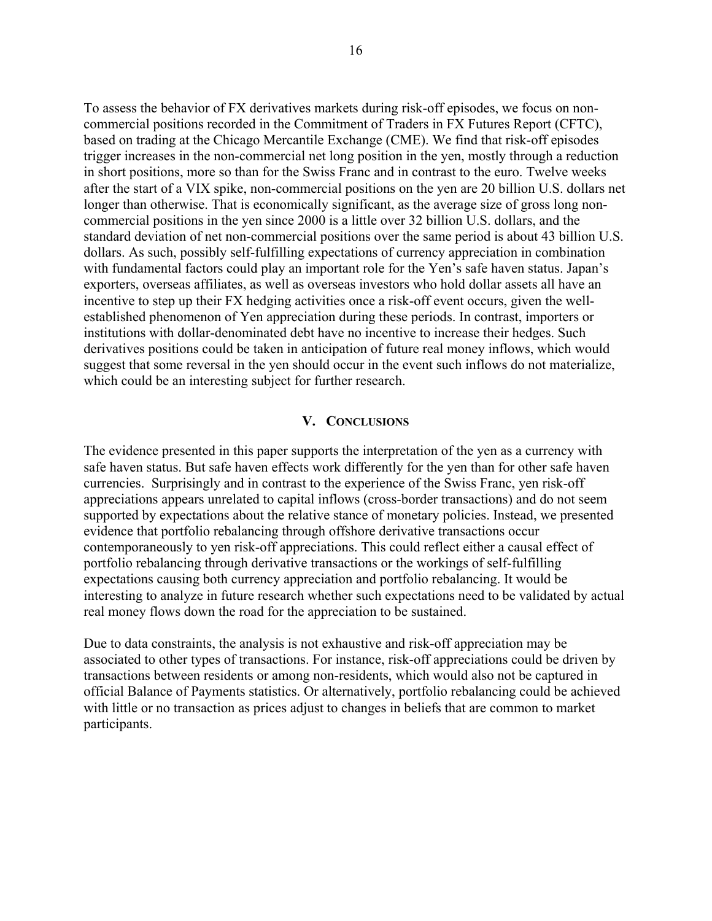To assess the behavior of FX derivatives markets during risk-off episodes, we focus on non-commercial positions recorded in the Commitment of Traders in FX Futures Report (CFTC), based on trading at the Chicago Mercantile Exchange (CME). We find that risk-off episodes trigger increases in the non-commercial net long position in the yen, mostly through a reduction in short positions, more so than for the Swiss Franc and in contrast to the euro. Twelve weeks after the start of a VIX spike, non-commercial positions on the yen are 20 billion U.S. dollars net longer than otherwise. That is economically significant, as the average size of gross long non-commercial positions in the yen since 2000 is a little over 32 billion U.S. dollars, and the standard deviation of net non-commercial positions over the same period is about 43 billion U.S. dollars. As such, possibly self-fulfilling expectations of currency appreciation in combination with fundamental factors could play an important role for the Yen's safe haven status. Japan's exporters, overseas affiliates, as well as overseas investors who hold dollar assets all have an incentive to step up their FX hedging activities once a risk-off event occurs, given the well-established phenomenon of Yen appreciation during these periods. In contrast, importers or institutions with dollar-denominated debt have no incentive to increase their hedges. Such derivatives positions could be taken in anticipation of future real money inflows, which would suggest that some reversal in the yen should occur in the event such inflows do not materialize, which could be an interesting subject for further research.

## V. Conclusions

The evidence presented in this paper supports the interpretation of the yen as a currency with safe haven status. But safe haven effects work differently for the yen than for other safe haven currencies. Surprisingly and in contrast to the experience of the Swiss Franc, yen risk-off appreciations appears unrelated to capital inflows (cross-border transactions) and do not seem supported by expectations about the relative stance of monetary policies. Instead, we presented evidence that portfolio rebalancing through offshore derivative transactions occur contemporaneously to yen risk-off appreciations. This could reflect either a causal effect of portfolio rebalancing through derivative transactions or the workings of self-fulfilling expectations causing both currency appreciation and portfolio rebalancing. It would be interesting to analyze in future research whether such expectations need to be validated by actual real money flows down the road for the appreciation to be sustained.

Due to data constraints, the analysis is not exhaustive and risk-off appreciation may be associated to other types of transactions. For instance, risk-off appreciations could be driven by transactions between residents or among non-residents, which would also not be captured in official Balance of Payments statistics. Or alternatively, portfolio rebalancing could be achieved with little or no transaction as prices adjust to changes in beliefs that are common to market participants.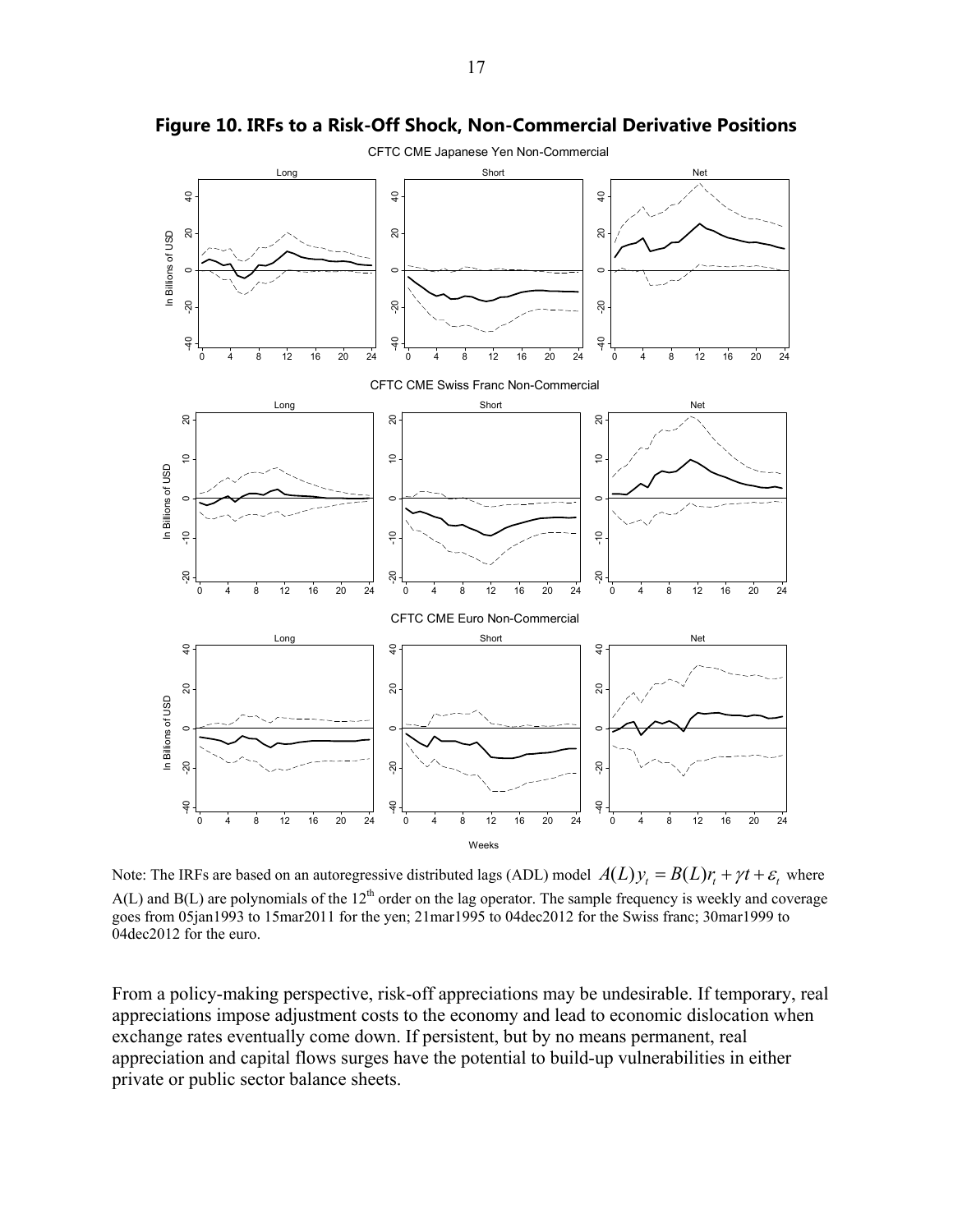**Figure 10. IRFs to a Risk-Off Shock, Non-Commercial Derivative Positions**

Note: The IRFs are based on an autoregressive distributed lags (ADL) model $A(L)y_t = B(L)r_t + \gamma t + \varepsilon_t$ where A(L) and B(L) are polynomials of the 12[th] order on the lag operator. The sample frequency is weekly and coverage goes from 05jan1993 to 15mar2011 for the yen; 21mar1995 to 04dec2012 for the Swiss franc; 30mar1999 to 04dec2012 for the euro.

From a policy-making perspective, risk-off appreciations may be undesirable. If temporary, real appreciations impose adjustment costs to the economy and lead to economic dislocation when exchange rates eventually come down. If persistent, but by no means permanent, real appreciation and capital flows surges have the potential to build-up vulnerabilities in either private or public sector balance sheets.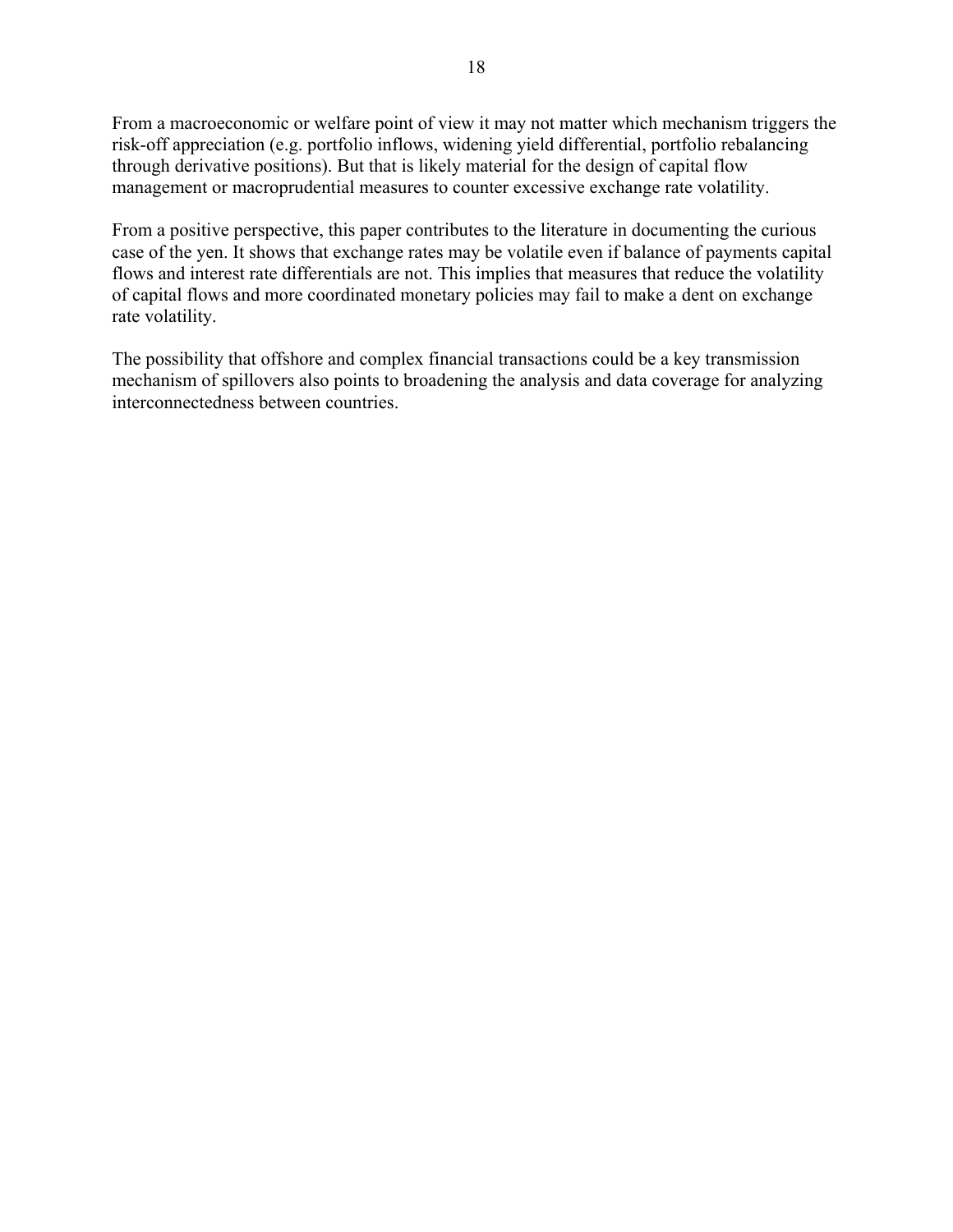From a macroeconomic or welfare point of view it may not matter which mechanism triggers the risk-off appreciation (e.g. portfolio inflows, widening yield differential, portfolio rebalancing through derivative positions). But that is likely material for the design of capital flow management or macroprudential measures to counter excessive exchange rate volatility.

From a positive perspective, this paper contributes to the literature in documenting the curious case of the yen. It shows that exchange rates may be volatile even if balance of payments capital flows and interest rate differentials are not. This implies that measures that reduce the volatility of capital flows and more coordinated monetary policies may fail to make a dent on exchange rate volatility.

The possibility that offshore and complex financial transactions could be a key transmission mechanism of spillovers also points to broadening the analysis and data coverage for analyzing interconnectedness between countries.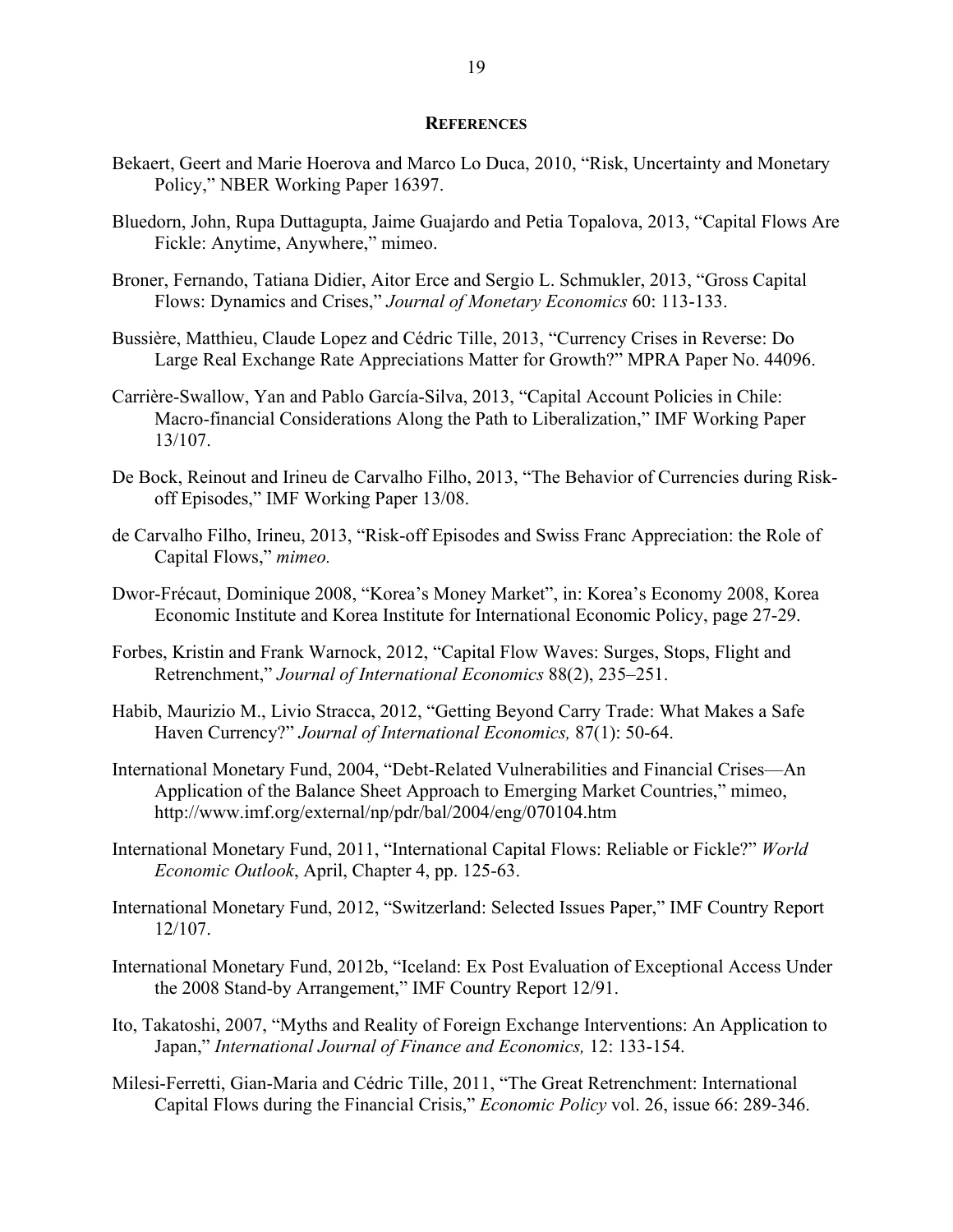## REFERENCES

Bekaert, Geert and Marie Hoerova and Marco Lo Duca, 2010, "Risk, Uncertainty and Monetary Policy," NBER Working Paper 16397.

Bluedorn, John, Rupa Duttagupta, Jaime Guajardo and Petia Topalova, 2013, "Capital Flows Are Fickle: Anytime, Anywhere," mimeo.

Broner, Fernando, Tatiana Didier, Aitor Erce and Sergio L. Schmukler, 2013, "Gross Capital Flows: Dynamics and Crises," *Journal of Monetary Economics* 60: 113-133.

Bussière, Matthieu, Claude Lopez and Cédric Tille, 2013, "Currency Crises in Reverse: Do Large Real Exchange Rate Appreciations Matter for Growth?" MPRA Paper No. 44096.

Carrière-Swallow, Yan and Pablo García-Silva, 2013, "Capital Account Policies in Chile: Macro-financial Considerations Along the Path to Liberalization," IMF Working Paper 13/107.

De Bock, Reinout and Irineu de Carvalho Filho, 2013, "The Behavior of Currencies during Risk-off Episodes," IMF Working Paper 13/08.

de Carvalho Filho, Irineu, 2013, "Risk-off Episodes and Swiss Franc Appreciation: the Role of Capital Flows," *mimeo.*

Dwor-Frécaut, Dominique 2008, "Korea's Money Market", in: Korea's Economy 2008, Korea Economic Institute and Korea Institute for International Economic Policy, page 27-29.

Forbes, Kristin and Frank Warnock, 2012, "Capital Flow Waves: Surges, Stops, Flight and Retrenchment," *Journal of International Economics* 88(2), 235–251.

Habib, Maurizio M., Livio Stracca, 2012, "Getting Beyond Carry Trade: What Makes a Safe Haven Currency?" *Journal of International Economics,* 87(1): 50-64.

International Monetary Fund, 2004, "Debt-Related Vulnerabilities and Financial Crises—An Application of the Balance Sheet Approach to Emerging Market Countries," mimeo, http://www.imf.org/external/np/pdr/bal/2004/eng/070104.htm

International Monetary Fund, 2011, "International Capital Flows: Reliable or Fickle?" *World Economic Outlook*, April, Chapter 4, pp. 125-63.

International Monetary Fund, 2012, "Switzerland: Selected Issues Paper," IMF Country Report 12/107.

International Monetary Fund, 2012b, "Iceland: Ex Post Evaluation of Exceptional Access Under the 2008 Stand-by Arrangement," IMF Country Report 12/91.

Ito, Takatoshi, 2007, "Myths and Reality of Foreign Exchange Interventions: An Application to Japan," *International Journal of Finance and Economics,* 12: 133-154.

Milesi-Ferretti, Gian-Maria and Cédric Tille, 2011, "The Great Retrenchment: International Capital Flows during the Financial Crisis," *Economic Policy* vol. 26, issue 66: 289-346.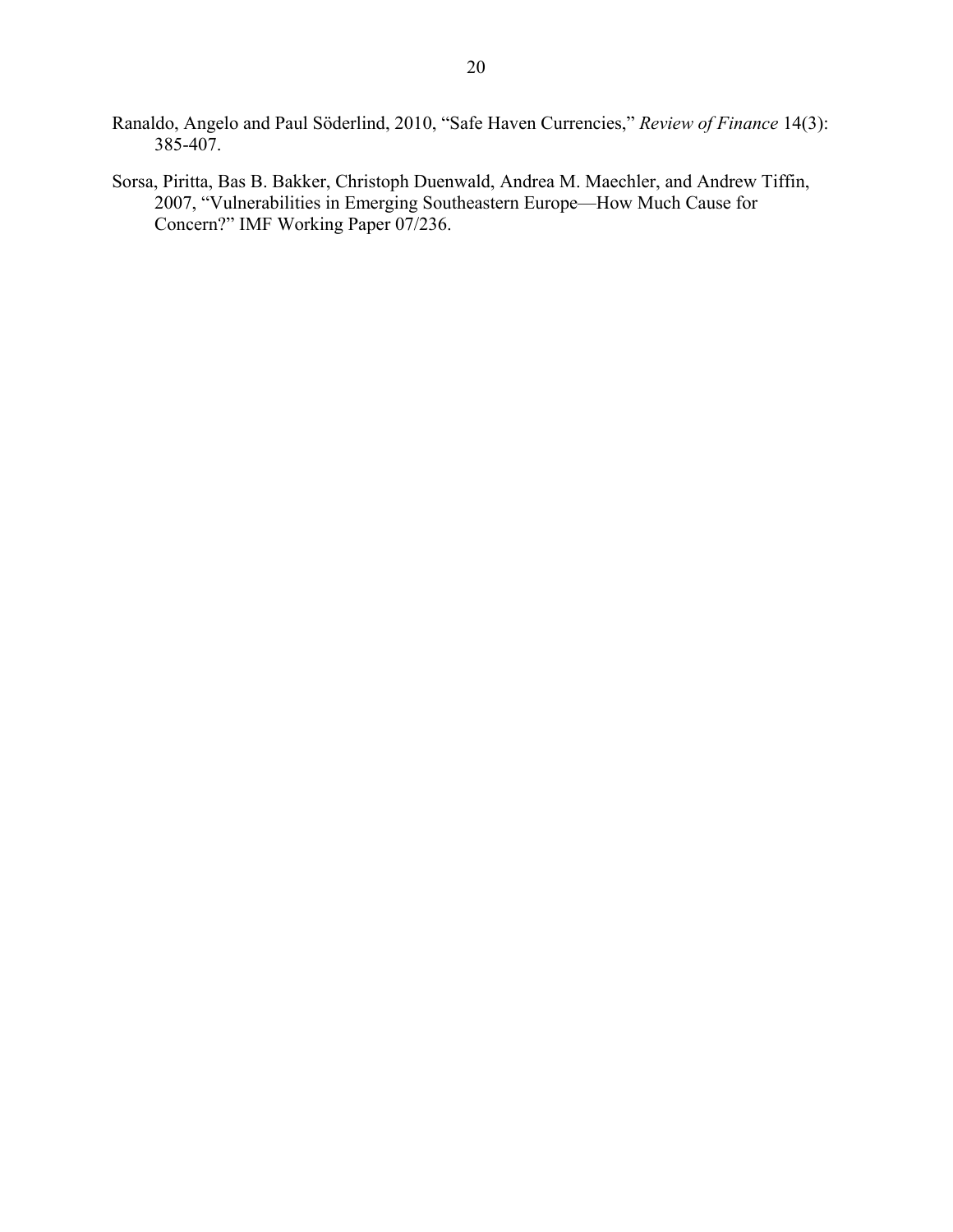Ranaldo, Angelo and Paul Söderlind, 2010, "Safe Haven Currencies," *Review of Finance* 14(3): 385-407.

Sorsa, Piritta, Bas B. Bakker, Christoph Duenwald, Andrea M. Maechler, and Andrew Tiffin, 2007, "Vulnerabilities in Emerging Southeastern Europe—How Much Cause for Concern?" IMF Working Paper 07/236.